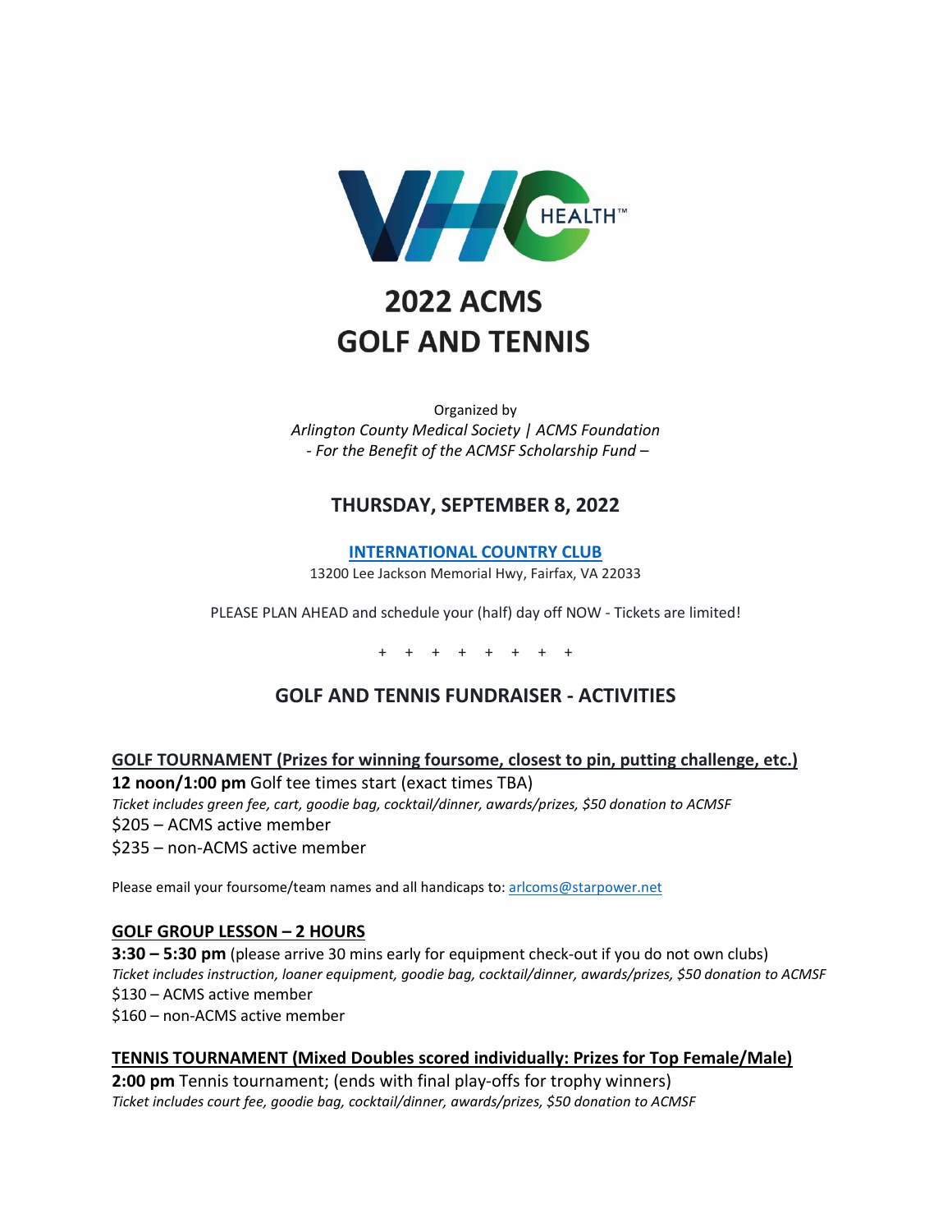# 2022 ACMS GOLF AND TENNIS

Organized by
*Arlington County Medical Society | ACMS Foundation*
*- For the Benefit of the ACMSF Scholarship Fund –*

## THURSDAY, SEPTEMBER 8, 2022

**INTERNATIONAL COUNTRY CLUB**
13200 Lee Jackson Memorial Hwy, Fairfax, VA 22033

PLEASE PLAN AHEAD and schedule your (half) day off NOW - Tickets are limited!

\+ + + + + + + +

## GOLF AND TENNIS FUNDRAISER - ACTIVITIES

### GOLF TOURNAMENT (Prizes for winning foursome, closest to pin, putting challenge, etc.)

**12 noon/1:00 pm** Golf tee times start (exact times TBA)
*Ticket includes green fee, cart, goodie bag, cocktail/dinner, awards/prizes, $50 donation to ACMSF*
$205 – ACMS active member
$235 – non-ACMS active member

Please email your foursome/team names and all handicaps to: arlcoms@starpower.net

### GOLF GROUP LESSON – 2 HOURS

**3:30 – 5:30 pm** (please arrive 30 mins early for equipment check-out if you do not own clubs)
*Ticket includes instruction, loaner equipment, goodie bag, cocktail/dinner, awards/prizes, $50 donation to ACMSF*
$130 – ACMS active member
$160 – non-ACMS active member

### TENNIS TOURNAMENT (Mixed Doubles scored individually: Prizes for Top Female/Male)

**2:00 pm** Tennis tournament; (ends with final play-offs for trophy winners)
*Ticket includes court fee, goodie bag, cocktail/dinner, awards/prizes, $50 donation to ACMSF*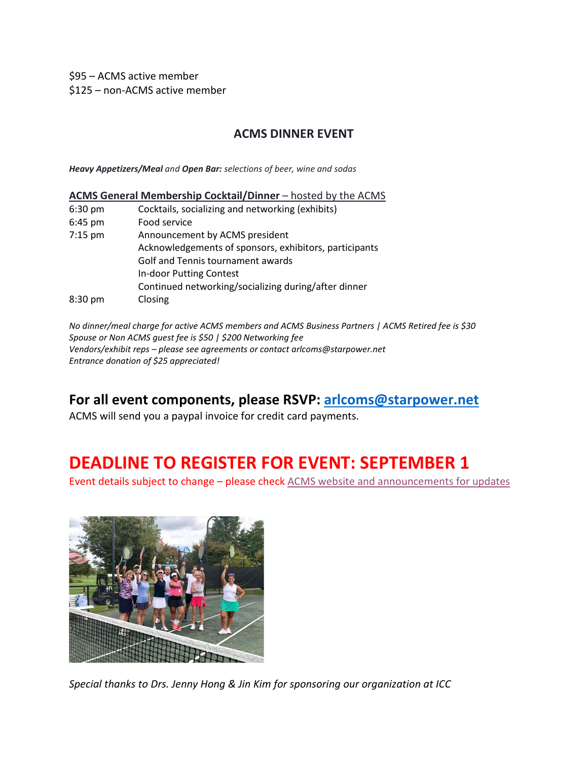$95 – ACMS active member
$125 – non-ACMS active member

## ACMS DINNER EVENT

***Heavy Appetizers/Meal*** *and* ***Open Bar:*** *selections of beer, wine and sodas*

**ACMS General Membership Cocktail/Dinner** – hosted by the ACMS

| | |
|---|---|
| 6:30 pm | Cocktails, socializing and networking (exhibits) |
| 6:45 pm | Food service |
| 7:15 pm | Announcement by ACMS president<br>Acknowledgements of sponsors, exhibitors, participants<br>Golf and Tennis tournament awards<br>In-door Putting Contest<br>Continued networking/socializing during/after dinner |
| 8:30 pm | Closing |

*No dinner/meal charge for active ACMS members and ACMS Business Partners | ACMS Retired fee is $30*
*Spouse or Non ACMS guest fee is $50 | $200 Networking fee*
*Vendors/exhibit reps – please see agreements or contact arlcoms@starpower.net*
*Entrance donation of $25 appreciated!*

## For all event components, please RSVP: arlcoms@starpower.net

ACMS will send you a paypal invoice for credit card payments.

# DEADLINE TO REGISTER FOR EVENT: SEPTEMBER 1

Event details subject to change – please check ACMS website and announcements for updates

*Special thanks to Drs. Jenny Hong & Jin Kim for sponsoring our organization at ICC*